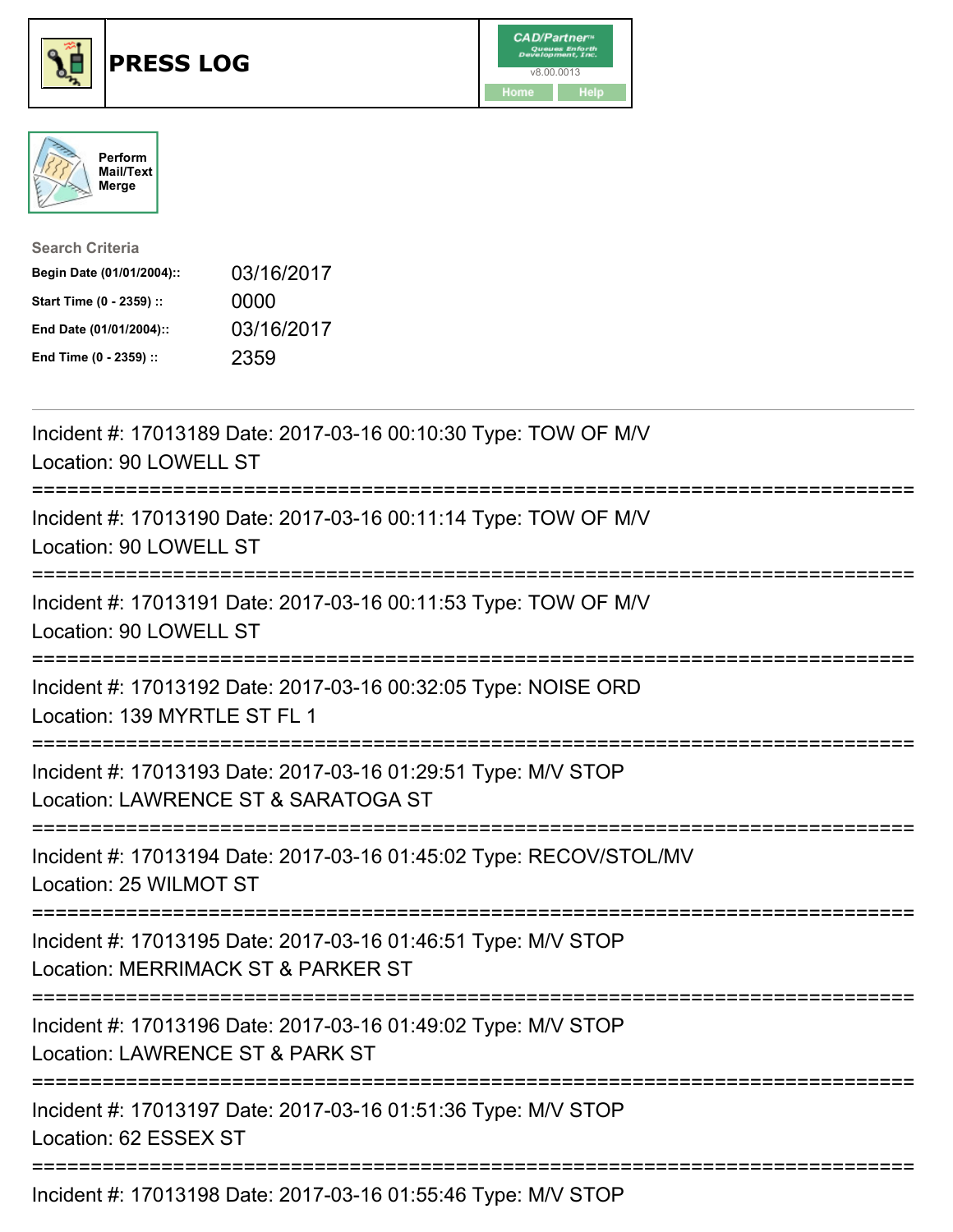# PRESS LOG

CAD/Partner™ v8.00.0013

Home | Help

Perform Mail/Text Merge

**Search Criteria**

| | |
|---|---|
| **Begin Date (01/01/2004)::** | 03/16/2017 |
| **Start Time (0 - 2359) ::** | 0000 |
| **End Date (01/01/2004)::** | 03/16/2017 |
| **End Time (0 - 2359) ::** | 2359 |

---

Incident #: 17013189 Date: 2017-03-16 00:10:30 Type: TOW OF M/V
Location: 90 LOWELL ST

===========================================================================

Incident #: 17013190 Date: 2017-03-16 00:11:14 Type: TOW OF M/V
Location: 90 LOWELL ST

===========================================================================

Incident #: 17013191 Date: 2017-03-16 00:11:53 Type: TOW OF M/V
Location: 90 LOWELL ST

===========================================================================

Incident #: 17013192 Date: 2017-03-16 00:32:05 Type: NOISE ORD
Location: 139 MYRTLE ST FL 1

===========================================================================

Incident #: 17013193 Date: 2017-03-16 01:29:51 Type: M/V STOP
Location: LAWRENCE ST & SARATOGA ST

===========================================================================

Incident #: 17013194 Date: 2017-03-16 01:45:02 Type: RECOV/STOL/MV
Location: 25 WILMOT ST

===========================================================================

Incident #: 17013195 Date: 2017-03-16 01:46:51 Type: M/V STOP
Location: MERRIMACK ST & PARKER ST

===========================================================================

Incident #: 17013196 Date: 2017-03-16 01:49:02 Type: M/V STOP
Location: LAWRENCE ST & PARK ST

===========================================================================

Incident #: 17013197 Date: 2017-03-16 01:51:36 Type: M/V STOP
Location: 62 ESSEX ST

===========================================================================

Incident #: 17013198 Date: 2017-03-16 01:55:46 Type: M/V STOP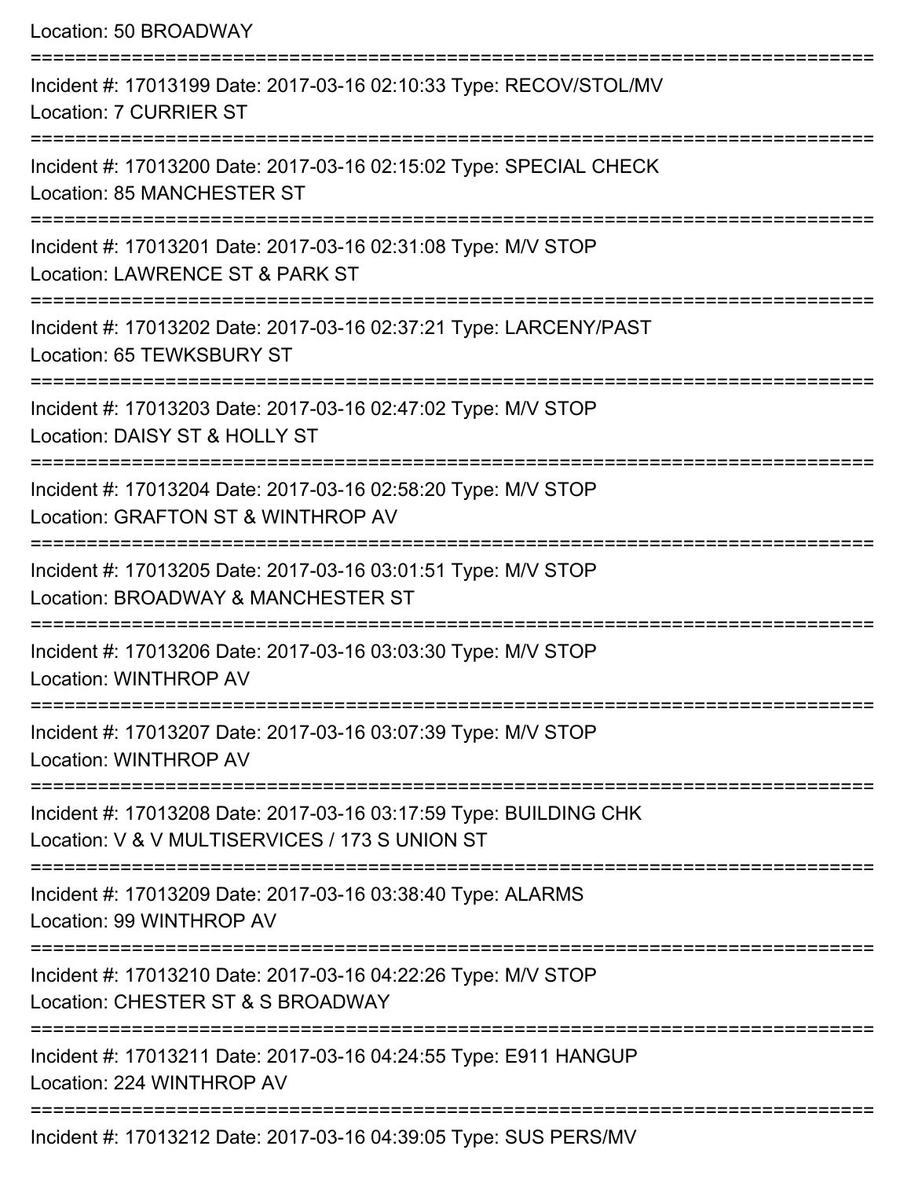Location: 50 BROADWAY

===========================================================================

Incident #: 17013199 Date: 2017-03-16 02:10:33 Type: RECOV/STOL/MV
Location: 7 CURRIER ST

===========================================================================

Incident #: 17013200 Date: 2017-03-16 02:15:02 Type: SPECIAL CHECK
Location: 85 MANCHESTER ST

===========================================================================

Incident #: 17013201 Date: 2017-03-16 02:31:08 Type: M/V STOP
Location: LAWRENCE ST & PARK ST

===========================================================================

Incident #: 17013202 Date: 2017-03-16 02:37:21 Type: LARCENY/PAST
Location: 65 TEWKSBURY ST

===========================================================================

Incident #: 17013203 Date: 2017-03-16 02:47:02 Type: M/V STOP
Location: DAISY ST & HOLLY ST

===========================================================================

Incident #: 17013204 Date: 2017-03-16 02:58:20 Type: M/V STOP
Location: GRAFTON ST & WINTHROP AV

===========================================================================

Incident #: 17013205 Date: 2017-03-16 03:01:51 Type: M/V STOP
Location: BROADWAY & MANCHESTER ST

===========================================================================

Incident #: 17013206 Date: 2017-03-16 03:03:30 Type: M/V STOP
Location: WINTHROP AV

===========================================================================

Incident #: 17013207 Date: 2017-03-16 03:07:39 Type: M/V STOP
Location: WINTHROP AV

===========================================================================

Incident #: 17013208 Date: 2017-03-16 03:17:59 Type: BUILDING CHK
Location: V & V MULTISERVICES / 173 S UNION ST

===========================================================================

Incident #: 17013209 Date: 2017-03-16 03:38:40 Type: ALARMS
Location: 99 WINTHROP AV

===========================================================================

Incident #: 17013210 Date: 2017-03-16 04:22:26 Type: M/V STOP
Location: CHESTER ST & S BROADWAY

===========================================================================

Incident #: 17013211 Date: 2017-03-16 04:24:55 Type: E911 HANGUP
Location: 224 WINTHROP AV

===========================================================================

Incident #: 17013212 Date: 2017-03-16 04:39:05 Type: SUS PERS/MV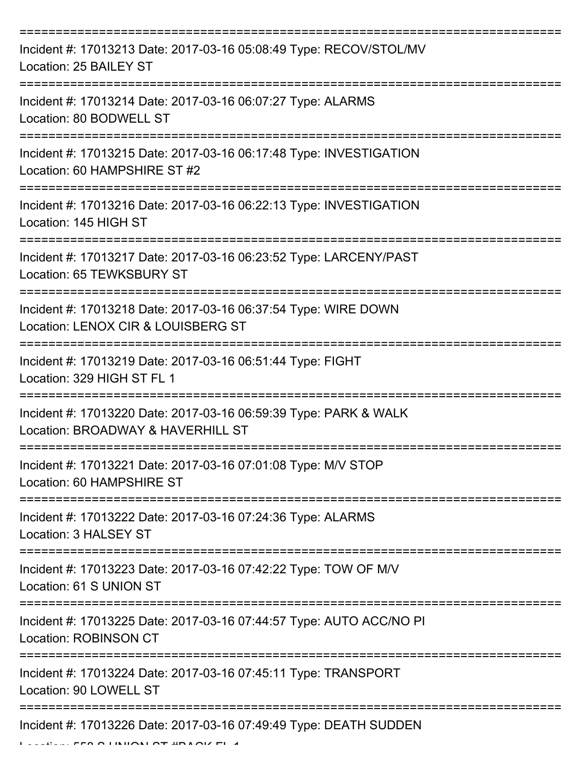===========================================================================
Incident #: 17013213 Date: 2017-03-16 05:08:49 Type: RECOV/STOL/MV
Location: 25 BAILEY ST
===========================================================================
Incident #: 17013214 Date: 2017-03-16 06:07:27 Type: ALARMS
Location: 80 BODWELL ST
===========================================================================
Incident #: 17013215 Date: 2017-03-16 06:17:48 Type: INVESTIGATION
Location: 60 HAMPSHIRE ST #2
===========================================================================
Incident #: 17013216 Date: 2017-03-16 06:22:13 Type: INVESTIGATION
Location: 145 HIGH ST
===========================================================================
Incident #: 17013217 Date: 2017-03-16 06:23:52 Type: LARCENY/PAST
Location: 65 TEWKSBURY ST
===========================================================================
Incident #: 17013218 Date: 2017-03-16 06:37:54 Type: WIRE DOWN
Location: LENOX CIR & LOUISBERG ST
===========================================================================
Incident #: 17013219 Date: 2017-03-16 06:51:44 Type: FIGHT
Location: 329 HIGH ST FL 1
===========================================================================
Incident #: 17013220 Date: 2017-03-16 06:59:39 Type: PARK & WALK
Location: BROADWAY & HAVERHILL ST
===========================================================================
Incident #: 17013221 Date: 2017-03-16 07:01:08 Type: M/V STOP
Location: 60 HAMPSHIRE ST
===========================================================================
Incident #: 17013222 Date: 2017-03-16 07:24:36 Type: ALARMS
Location: 3 HALSEY ST
===========================================================================
Incident #: 17013223 Date: 2017-03-16 07:42:22 Type: TOW OF M/V
Location: 61 S UNION ST
===========================================================================
Incident #: 17013225 Date: 2017-03-16 07:44:57 Type: AUTO ACC/NO PI
Location: ROBINSON CT
===========================================================================
Incident #: 17013224 Date: 2017-03-16 07:45:11 Type: TRANSPORT
Location: 90 LOWELL ST
===========================================================================
Incident #: 17013226 Date: 2017-03-16 07:49:49 Type: DEATH SUDDEN
Location: 558 S UNION ST #BACK FL 1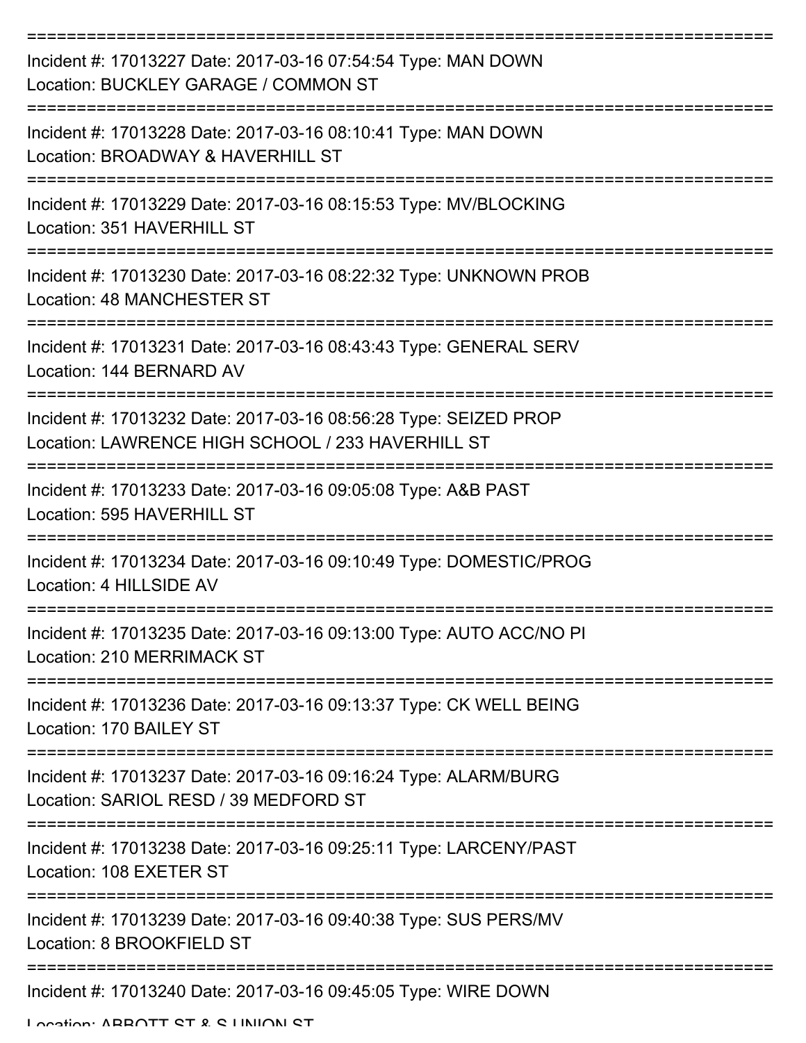===========================================================================

Incident #: 17013227 Date: 2017-03-16 07:54:54 Type: MAN DOWN
Location: BUCKLEY GARAGE / COMMON ST

===========================================================================

Incident #: 17013228 Date: 2017-03-16 08:10:41 Type: MAN DOWN
Location: BROADWAY & HAVERHILL ST

===========================================================================

Incident #: 17013229 Date: 2017-03-16 08:15:53 Type: MV/BLOCKING
Location: 351 HAVERHILL ST

===========================================================================

Incident #: 17013230 Date: 2017-03-16 08:22:32 Type: UNKNOWN PROB
Location: 48 MANCHESTER ST

===========================================================================

Incident #: 17013231 Date: 2017-03-16 08:43:43 Type: GENERAL SERV
Location: 144 BERNARD AV

===========================================================================

Incident #: 17013232 Date: 2017-03-16 08:56:28 Type: SEIZED PROP
Location: LAWRENCE HIGH SCHOOL / 233 HAVERHILL ST

===========================================================================

Incident #: 17013233 Date: 2017-03-16 09:05:08 Type: A&B PAST
Location: 595 HAVERHILL ST

===========================================================================

Incident #: 17013234 Date: 2017-03-16 09:10:49 Type: DOMESTIC/PROG
Location: 4 HILLSIDE AV

===========================================================================

Incident #: 17013235 Date: 2017-03-16 09:13:00 Type: AUTO ACC/NO PI
Location: 210 MERRIMACK ST

===========================================================================

Incident #: 17013236 Date: 2017-03-16 09:13:37 Type: CK WELL BEING
Location: 170 BAILEY ST

===========================================================================

Incident #: 17013237 Date: 2017-03-16 09:16:24 Type: ALARM/BURG
Location: SARIOL RESD / 39 MEDFORD ST

===========================================================================

Incident #: 17013238 Date: 2017-03-16 09:25:11 Type: LARCENY/PAST
Location: 108 EXETER ST

===========================================================================

Incident #: 17013239 Date: 2017-03-16 09:40:38 Type: SUS PERS/MV
Location: 8 BROOKFIELD ST

===========================================================================

Incident #: 17013240 Date: 2017-03-16 09:45:05 Type: WIRE DOWN
Location: ABBOTT ST & S UNION ST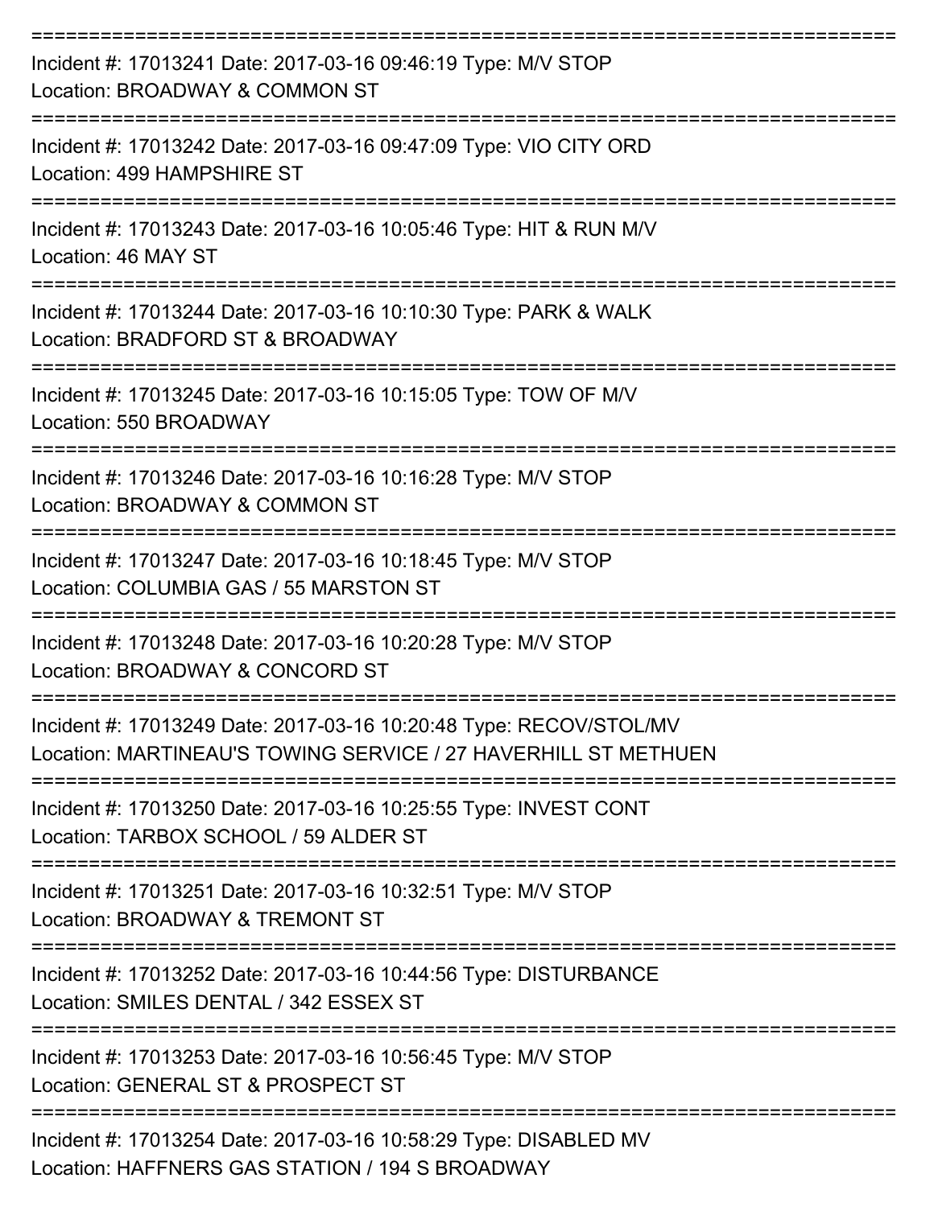===========================================================================

Incident #: 17013241 Date: 2017-03-16 09:46:19 Type: M/V STOP
Location: BROADWAY & COMMON ST

===========================================================================

Incident #: 17013242 Date: 2017-03-16 09:47:09 Type: VIO CITY ORD
Location: 499 HAMPSHIRE ST

===========================================================================

Incident #: 17013243 Date: 2017-03-16 10:05:46 Type: HIT & RUN M/V
Location: 46 MAY ST

===========================================================================

Incident #: 17013244 Date: 2017-03-16 10:10:30 Type: PARK & WALK
Location: BRADFORD ST & BROADWAY

===========================================================================

Incident #: 17013245 Date: 2017-03-16 10:15:05 Type: TOW OF M/V
Location: 550 BROADWAY

===========================================================================

Incident #: 17013246 Date: 2017-03-16 10:16:28 Type: M/V STOP
Location: BROADWAY & COMMON ST

===========================================================================

Incident #: 17013247 Date: 2017-03-16 10:18:45 Type: M/V STOP
Location: COLUMBIA GAS / 55 MARSTON ST

===========================================================================

Incident #: 17013248 Date: 2017-03-16 10:20:28 Type: M/V STOP
Location: BROADWAY & CONCORD ST

===========================================================================

Incident #: 17013249 Date: 2017-03-16 10:20:48 Type: RECOV/STOL/MV
Location: MARTINEAU'S TOWING SERVICE / 27 HAVERHILL ST METHUEN

===========================================================================

Incident #: 17013250 Date: 2017-03-16 10:25:55 Type: INVEST CONT
Location: TARBOX SCHOOL / 59 ALDER ST

===========================================================================

Incident #: 17013251 Date: 2017-03-16 10:32:51 Type: M/V STOP
Location: BROADWAY & TREMONT ST

===========================================================================

Incident #: 17013252 Date: 2017-03-16 10:44:56 Type: DISTURBANCE
Location: SMILES DENTAL / 342 ESSEX ST

===========================================================================

Incident #: 17013253 Date: 2017-03-16 10:56:45 Type: M/V STOP
Location: GENERAL ST & PROSPECT ST

===========================================================================

Incident #: 17013254 Date: 2017-03-16 10:58:29 Type: DISABLED MV
Location: HAFFNERS GAS STATION / 194 S BROADWAY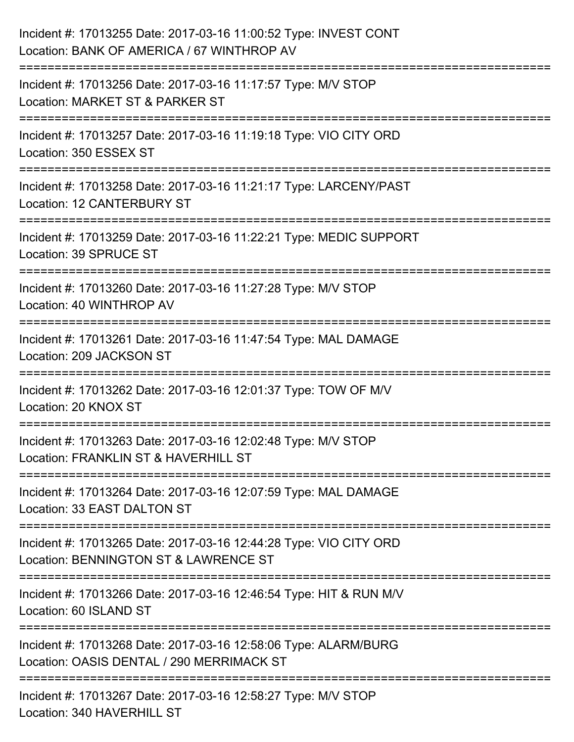Incident #: 17013255 Date: 2017-03-16 11:00:52 Type: INVEST CONT
Location: BANK OF AMERICA / 67 WINTHROP AV

===========================================================================

Incident #: 17013256 Date: 2017-03-16 11:17:57 Type: M/V STOP
Location: MARKET ST & PARKER ST

===========================================================================

Incident #: 17013257 Date: 2017-03-16 11:19:18 Type: VIO CITY ORD
Location: 350 ESSEX ST

===========================================================================

Incident #: 17013258 Date: 2017-03-16 11:21:17 Type: LARCENY/PAST
Location: 12 CANTERBURY ST

===========================================================================

Incident #: 17013259 Date: 2017-03-16 11:22:21 Type: MEDIC SUPPORT
Location: 39 SPRUCE ST

===========================================================================

Incident #: 17013260 Date: 2017-03-16 11:27:28 Type: M/V STOP
Location: 40 WINTHROP AV

===========================================================================

Incident #: 17013261 Date: 2017-03-16 11:47:54 Type: MAL DAMAGE
Location: 209 JACKSON ST

===========================================================================

Incident #: 17013262 Date: 2017-03-16 12:01:37 Type: TOW OF M/V
Location: 20 KNOX ST

===========================================================================

Incident #: 17013263 Date: 2017-03-16 12:02:48 Type: M/V STOP
Location: FRANKLIN ST & HAVERHILL ST

===========================================================================

Incident #: 17013264 Date: 2017-03-16 12:07:59 Type: MAL DAMAGE
Location: 33 EAST DALTON ST

===========================================================================

Incident #: 17013265 Date: 2017-03-16 12:44:28 Type: VIO CITY ORD
Location: BENNINGTON ST & LAWRENCE ST

===========================================================================

Incident #: 17013266 Date: 2017-03-16 12:46:54 Type: HIT & RUN M/V
Location: 60 ISLAND ST

===========================================================================

Incident #: 17013268 Date: 2017-03-16 12:58:06 Type: ALARM/BURG
Location: OASIS DENTAL / 290 MERRIMACK ST

===========================================================================

Incident #: 17013267 Date: 2017-03-16 12:58:27 Type: M/V STOP
Location: 340 HAVERHILL ST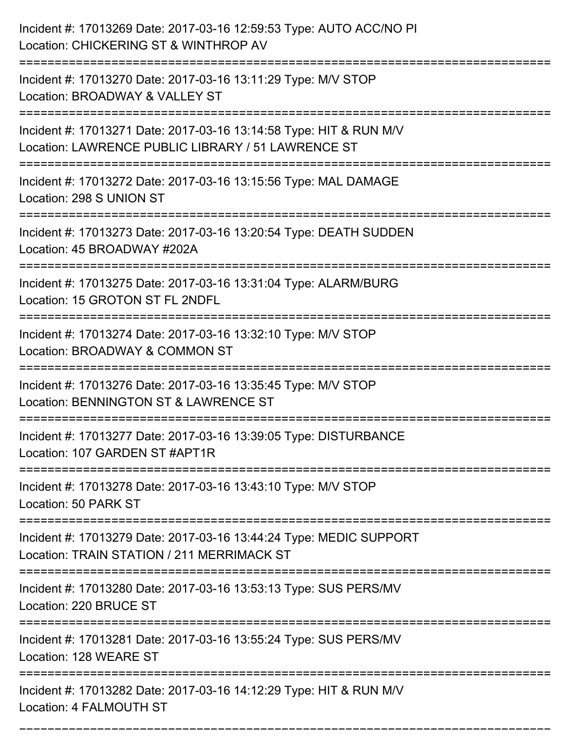Incident #: 17013269 Date: 2017-03-16 12:59:53 Type: AUTO ACC/NO PI
Location: CHICKERING ST & WINTHROP AV

===========================================================================

Incident #: 17013270 Date: 2017-03-16 13:11:29 Type: M/V STOP
Location: BROADWAY & VALLEY ST

===========================================================================

Incident #: 17013271 Date: 2017-03-16 13:14:58 Type: HIT & RUN M/V
Location: LAWRENCE PUBLIC LIBRARY / 51 LAWRENCE ST

===========================================================================

Incident #: 17013272 Date: 2017-03-16 13:15:56 Type: MAL DAMAGE
Location: 298 S UNION ST

===========================================================================

Incident #: 17013273 Date: 2017-03-16 13:20:54 Type: DEATH SUDDEN
Location: 45 BROADWAY #202A

===========================================================================

Incident #: 17013275 Date: 2017-03-16 13:31:04 Type: ALARM/BURG
Location: 15 GROTON ST FL 2NDFL

===========================================================================

Incident #: 17013274 Date: 2017-03-16 13:32:10 Type: M/V STOP
Location: BROADWAY & COMMON ST

===========================================================================

Incident #: 17013276 Date: 2017-03-16 13:35:45 Type: M/V STOP
Location: BENNINGTON ST & LAWRENCE ST

===========================================================================

Incident #: 17013277 Date: 2017-03-16 13:39:05 Type: DISTURBANCE
Location: 107 GARDEN ST #APT1R

===========================================================================

Incident #: 17013278 Date: 2017-03-16 13:43:10 Type: M/V STOP
Location: 50 PARK ST

===========================================================================

Incident #: 17013279 Date: 2017-03-16 13:44:24 Type: MEDIC SUPPORT
Location: TRAIN STATION / 211 MERRIMACK ST

===========================================================================

Incident #: 17013280 Date: 2017-03-16 13:53:13 Type: SUS PERS/MV
Location: 220 BRUCE ST

===========================================================================

Incident #: 17013281 Date: 2017-03-16 13:55:24 Type: SUS PERS/MV
Location: 128 WEARE ST

===========================================================================

Incident #: 17013282 Date: 2017-03-16 14:12:29 Type: HIT & RUN M/V
Location: 4 FALMOUTH ST

===========================================================================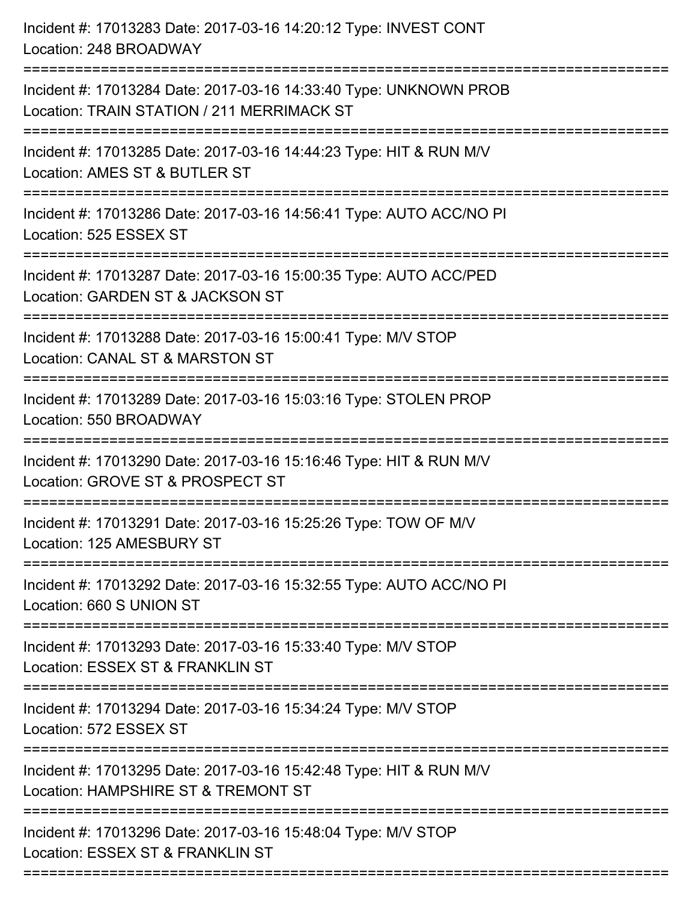Incident #: 17013283 Date: 2017-03-16 14:20:12 Type: INVEST CONT
Location: 248 BROADWAY

===========================================================================

Incident #: 17013284 Date: 2017-03-16 14:33:40 Type: UNKNOWN PROB
Location: TRAIN STATION / 211 MERRIMACK ST

===========================================================================

Incident #: 17013285 Date: 2017-03-16 14:44:23 Type: HIT & RUN M/V
Location: AMES ST & BUTLER ST

===========================================================================

Incident #: 17013286 Date: 2017-03-16 14:56:41 Type: AUTO ACC/NO PI
Location: 525 ESSEX ST

===========================================================================

Incident #: 17013287 Date: 2017-03-16 15:00:35 Type: AUTO ACC/PED
Location: GARDEN ST & JACKSON ST

===========================================================================

Incident #: 17013288 Date: 2017-03-16 15:00:41 Type: M/V STOP
Location: CANAL ST & MARSTON ST

===========================================================================

Incident #: 17013289 Date: 2017-03-16 15:03:16 Type: STOLEN PROP
Location: 550 BROADWAY

===========================================================================

Incident #: 17013290 Date: 2017-03-16 15:16:46 Type: HIT & RUN M/V
Location: GROVE ST & PROSPECT ST

===========================================================================

Incident #: 17013291 Date: 2017-03-16 15:25:26 Type: TOW OF M/V
Location: 125 AMESBURY ST

===========================================================================

Incident #: 17013292 Date: 2017-03-16 15:32:55 Type: AUTO ACC/NO PI
Location: 660 S UNION ST

===========================================================================

Incident #: 17013293 Date: 2017-03-16 15:33:40 Type: M/V STOP
Location: ESSEX ST & FRANKLIN ST

===========================================================================

Incident #: 17013294 Date: 2017-03-16 15:34:24 Type: M/V STOP
Location: 572 ESSEX ST

===========================================================================

Incident #: 17013295 Date: 2017-03-16 15:42:48 Type: HIT & RUN M/V
Location: HAMPSHIRE ST & TREMONT ST

===========================================================================

Incident #: 17013296 Date: 2017-03-16 15:48:04 Type: M/V STOP
Location: ESSEX ST & FRANKLIN ST

===========================================================================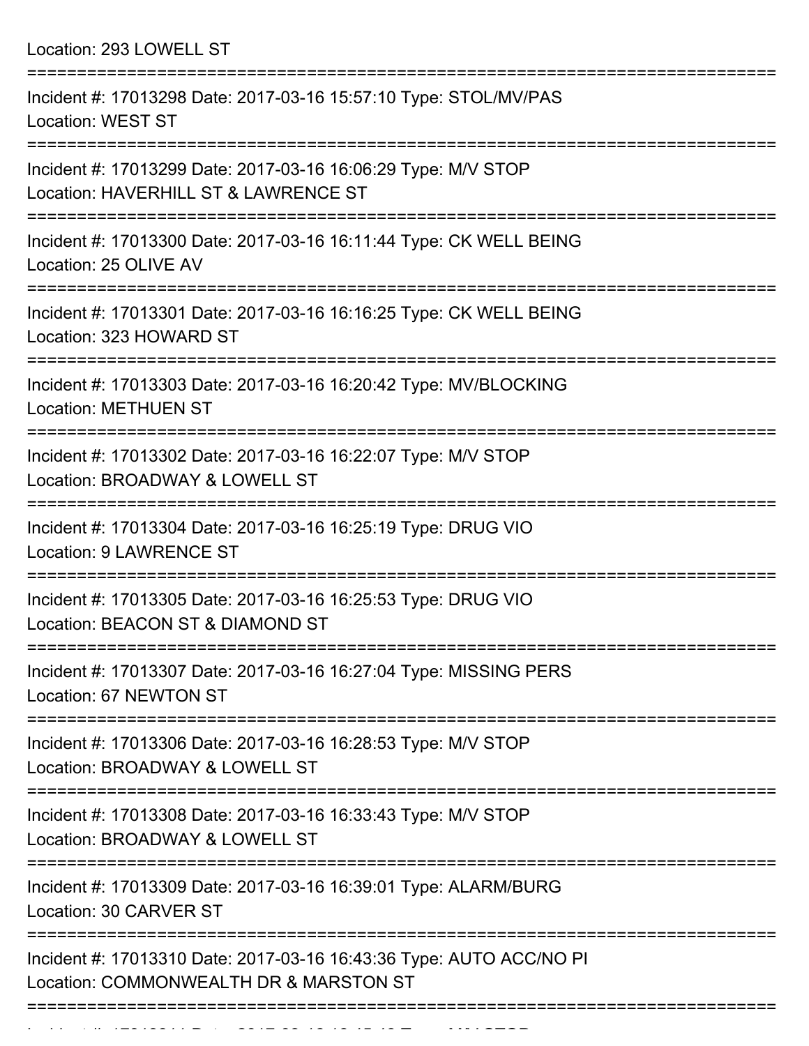Location: 293 LOWELL ST

===========================================================================

Incident #: 17013298 Date: 2017-03-16 15:57:10 Type: STOL/MV/PAS
Location: WEST ST

===========================================================================

Incident #: 17013299 Date: 2017-03-16 16:06:29 Type: M/V STOP
Location: HAVERHILL ST & LAWRENCE ST

===========================================================================

Incident #: 17013300 Date: 2017-03-16 16:11:44 Type: CK WELL BEING
Location: 25 OLIVE AV

===========================================================================

Incident #: 17013301 Date: 2017-03-16 16:16:25 Type: CK WELL BEING
Location: 323 HOWARD ST

===========================================================================

Incident #: 17013303 Date: 2017-03-16 16:20:42 Type: MV/BLOCKING
Location: METHUEN ST

===========================================================================

Incident #: 17013302 Date: 2017-03-16 16:22:07 Type: M/V STOP
Location: BROADWAY & LOWELL ST

===========================================================================

Incident #: 17013304 Date: 2017-03-16 16:25:19 Type: DRUG VIO
Location: 9 LAWRENCE ST

===========================================================================

Incident #: 17013305 Date: 2017-03-16 16:25:53 Type: DRUG VIO
Location: BEACON ST & DIAMOND ST

===========================================================================

Incident #: 17013307 Date: 2017-03-16 16:27:04 Type: MISSING PERS
Location: 67 NEWTON ST

===========================================================================

Incident #: 17013306 Date: 2017-03-16 16:28:53 Type: M/V STOP
Location: BROADWAY & LOWELL ST

===========================================================================

Incident #: 17013308 Date: 2017-03-16 16:33:43 Type: M/V STOP
Location: BROADWAY & LOWELL ST

===========================================================================

Incident #: 17013309 Date: 2017-03-16 16:39:01 Type: ALARM/BURG
Location: 30 CARVER ST

===========================================================================

Incident #: 17013310 Date: 2017-03-16 16:43:36 Type: AUTO ACC/NO PI
Location: COMMONWEALTH DR & MARSTON ST

===========================================================================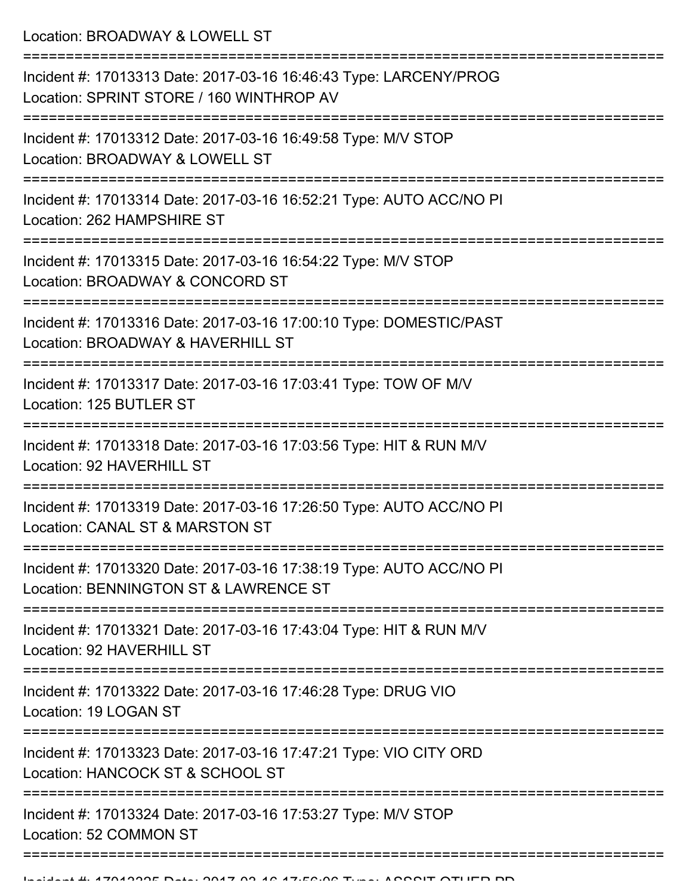Location: BROADWAY & LOWELL ST

===========================================================================

Incident #: 17013313 Date: 2017-03-16 16:46:43 Type: LARCENY/PROG
Location: SPRINT STORE / 160 WINTHROP AV

===========================================================================

Incident #: 17013312 Date: 2017-03-16 16:49:58 Type: M/V STOP
Location: BROADWAY & LOWELL ST

===========================================================================

Incident #: 17013314 Date: 2017-03-16 16:52:21 Type: AUTO ACC/NO PI
Location: 262 HAMPSHIRE ST

===========================================================================

Incident #: 17013315 Date: 2017-03-16 16:54:22 Type: M/V STOP
Location: BROADWAY & CONCORD ST

===========================================================================

Incident #: 17013316 Date: 2017-03-16 17:00:10 Type: DOMESTIC/PAST
Location: BROADWAY & HAVERHILL ST

===========================================================================

Incident #: 17013317 Date: 2017-03-16 17:03:41 Type: TOW OF M/V
Location: 125 BUTLER ST

===========================================================================

Incident #: 17013318 Date: 2017-03-16 17:03:56 Type: HIT & RUN M/V
Location: 92 HAVERHILL ST

===========================================================================

Incident #: 17013319 Date: 2017-03-16 17:26:50 Type: AUTO ACC/NO PI
Location: CANAL ST & MARSTON ST

===========================================================================

Incident #: 17013320 Date: 2017-03-16 17:38:19 Type: AUTO ACC/NO PI
Location: BENNINGTON ST & LAWRENCE ST

===========================================================================

Incident #: 17013321 Date: 2017-03-16 17:43:04 Type: HIT & RUN M/V
Location: 92 HAVERHILL ST

===========================================================================

Incident #: 17013322 Date: 2017-03-16 17:46:28 Type: DRUG VIO
Location: 19 LOGAN ST

===========================================================================

Incident #: 17013323 Date: 2017-03-16 17:47:21 Type: VIO CITY ORD
Location: HANCOCK ST & SCHOOL ST

===========================================================================

Incident #: 17013324 Date: 2017-03-16 17:53:27 Type: M/V STOP
Location: 52 COMMON ST

===========================================================================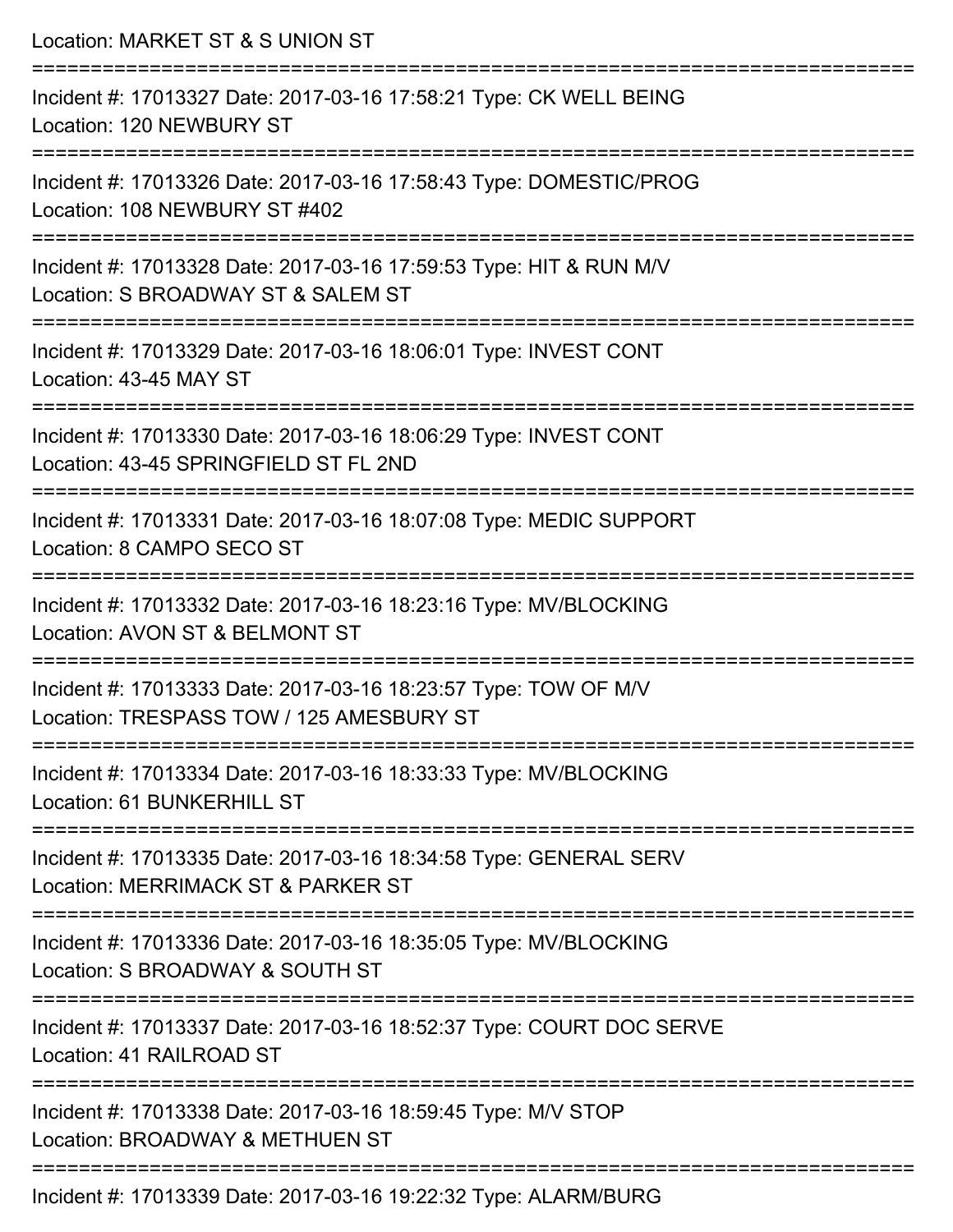Location: MARKET ST & S UNION ST

===========================================================================

Incident #: 17013327 Date: 2017-03-16 17:58:21 Type: CK WELL BEING
Location: 120 NEWBURY ST

===========================================================================

Incident #: 17013326 Date: 2017-03-16 17:58:43 Type: DOMESTIC/PROG
Location: 108 NEWBURY ST #402

===========================================================================

Incident #: 17013328 Date: 2017-03-16 17:59:53 Type: HIT & RUN M/V
Location: S BROADWAY ST & SALEM ST

===========================================================================

Incident #: 17013329 Date: 2017-03-16 18:06:01 Type: INVEST CONT
Location: 43-45 MAY ST

===========================================================================

Incident #: 17013330 Date: 2017-03-16 18:06:29 Type: INVEST CONT
Location: 43-45 SPRINGFIELD ST FL 2ND

===========================================================================

Incident #: 17013331 Date: 2017-03-16 18:07:08 Type: MEDIC SUPPORT
Location: 8 CAMPO SECO ST

===========================================================================

Incident #: 17013332 Date: 2017-03-16 18:23:16 Type: MV/BLOCKING
Location: AVON ST & BELMONT ST

===========================================================================

Incident #: 17013333 Date: 2017-03-16 18:23:57 Type: TOW OF M/V
Location: TRESPASS TOW / 125 AMESBURY ST

===========================================================================

Incident #: 17013334 Date: 2017-03-16 18:33:33 Type: MV/BLOCKING
Location: 61 BUNKERHILL ST

===========================================================================

Incident #: 17013335 Date: 2017-03-16 18:34:58 Type: GENERAL SERV
Location: MERRIMACK ST & PARKER ST

===========================================================================

Incident #: 17013336 Date: 2017-03-16 18:35:05 Type: MV/BLOCKING
Location: S BROADWAY & SOUTH ST

===========================================================================

Incident #: 17013337 Date: 2017-03-16 18:52:37 Type: COURT DOC SERVE
Location: 41 RAILROAD ST

===========================================================================

Incident #: 17013338 Date: 2017-03-16 18:59:45 Type: M/V STOP
Location: BROADWAY & METHUEN ST

===========================================================================

Incident #: 17013339 Date: 2017-03-16 19:22:32 Type: ALARM/BURG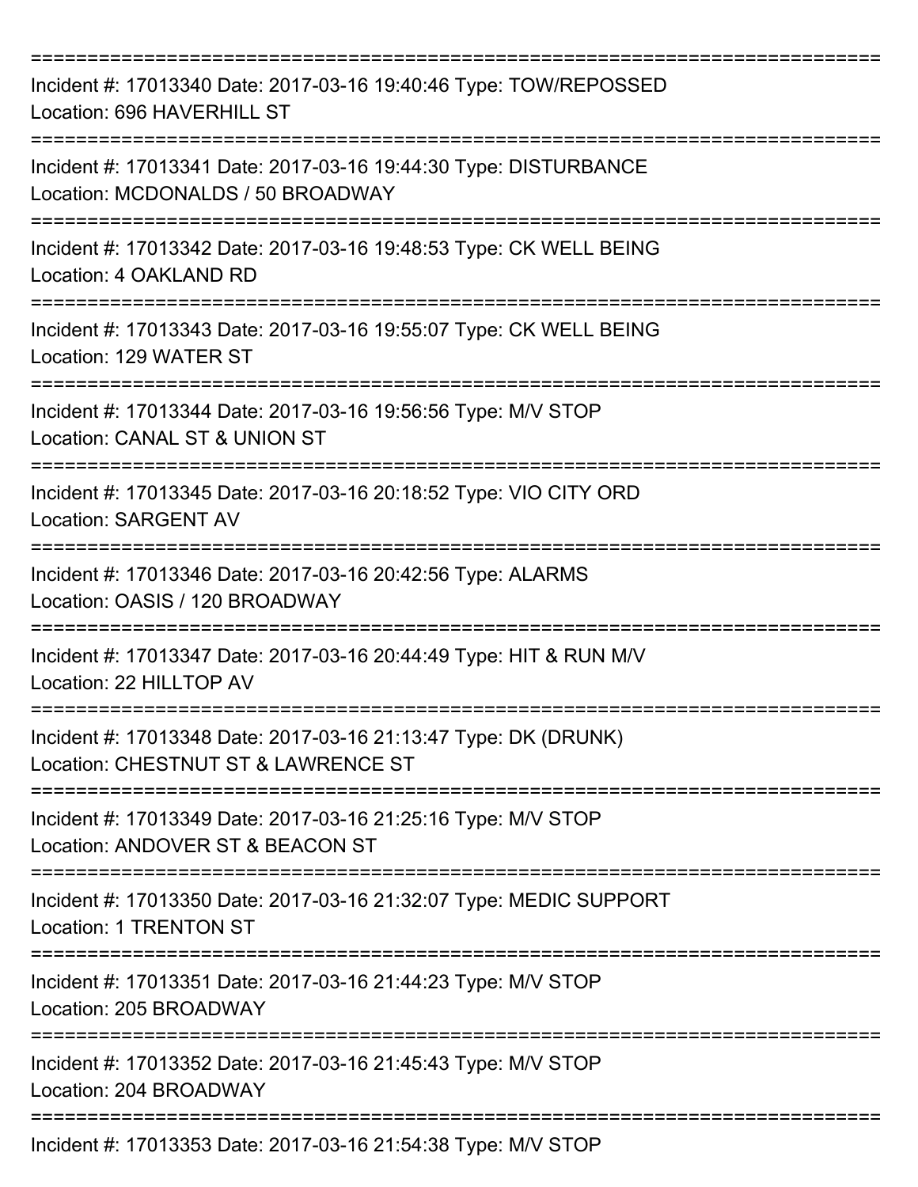===========================================================================

Incident #: 17013340 Date: 2017-03-16 19:40:46 Type: TOW/REPOSSED
Location: 696 HAVERHILL ST

===========================================================================

Incident #: 17013341 Date: 2017-03-16 19:44:30 Type: DISTURBANCE
Location: MCDONALDS / 50 BROADWAY

===========================================================================

Incident #: 17013342 Date: 2017-03-16 19:48:53 Type: CK WELL BEING
Location: 4 OAKLAND RD

===========================================================================

Incident #: 17013343 Date: 2017-03-16 19:55:07 Type: CK WELL BEING
Location: 129 WATER ST

===========================================================================

Incident #: 17013344 Date: 2017-03-16 19:56:56 Type: M/V STOP
Location: CANAL ST & UNION ST

===========================================================================

Incident #: 17013345 Date: 2017-03-16 20:18:52 Type: VIO CITY ORD
Location: SARGENT AV

===========================================================================

Incident #: 17013346 Date: 2017-03-16 20:42:56 Type: ALARMS
Location: OASIS / 120 BROADWAY

===========================================================================

Incident #: 17013347 Date: 2017-03-16 20:44:49 Type: HIT & RUN M/V
Location: 22 HILLTOP AV

===========================================================================

Incident #: 17013348 Date: 2017-03-16 21:13:47 Type: DK (DRUNK)
Location: CHESTNUT ST & LAWRENCE ST

===========================================================================

Incident #: 17013349 Date: 2017-03-16 21:25:16 Type: M/V STOP
Location: ANDOVER ST & BEACON ST

===========================================================================

Incident #: 17013350 Date: 2017-03-16 21:32:07 Type: MEDIC SUPPORT
Location: 1 TRENTON ST

===========================================================================

Incident #: 17013351 Date: 2017-03-16 21:44:23 Type: M/V STOP
Location: 205 BROADWAY

===========================================================================

Incident #: 17013352 Date: 2017-03-16 21:45:43 Type: M/V STOP
Location: 204 BROADWAY

===========================================================================

Incident #: 17013353 Date: 2017-03-16 21:54:38 Type: M/V STOP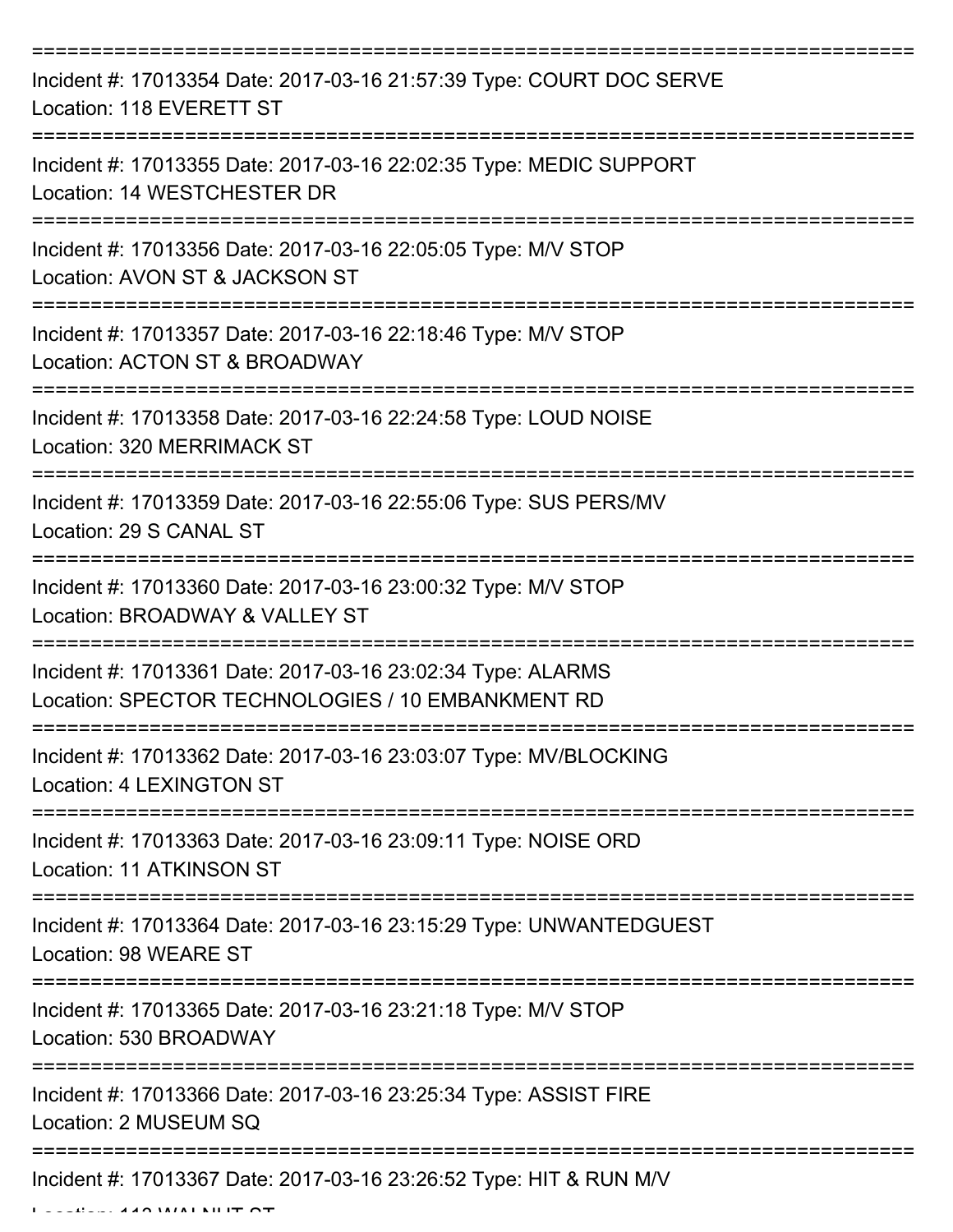===========================================================================
Incident #: 17013354 Date: 2017-03-16 21:57:39 Type: COURT DOC SERVE
Location: 118 EVERETT ST
===========================================================================
Incident #: 17013355 Date: 2017-03-16 22:02:35 Type: MEDIC SUPPORT
Location: 14 WESTCHESTER DR
===========================================================================
Incident #: 17013356 Date: 2017-03-16 22:05:05 Type: M/V STOP
Location: AVON ST & JACKSON ST
===========================================================================
Incident #: 17013357 Date: 2017-03-16 22:18:46 Type: M/V STOP
Location: ACTON ST & BROADWAY
===========================================================================
Incident #: 17013358 Date: 2017-03-16 22:24:58 Type: LOUD NOISE
Location: 320 MERRIMACK ST
===========================================================================
Incident #: 17013359 Date: 2017-03-16 22:55:06 Type: SUS PERS/MV
Location: 29 S CANAL ST
===========================================================================
Incident #: 17013360 Date: 2017-03-16 23:00:32 Type: M/V STOP
Location: BROADWAY & VALLEY ST
===========================================================================
Incident #: 17013361 Date: 2017-03-16 23:02:34 Type: ALARMS
Location: SPECTOR TECHNOLOGIES / 10 EMBANKMENT RD
===========================================================================
Incident #: 17013362 Date: 2017-03-16 23:03:07 Type: MV/BLOCKING
Location: 4 LEXINGTON ST
===========================================================================
Incident #: 17013363 Date: 2017-03-16 23:09:11 Type: NOISE ORD
Location: 11 ATKINSON ST
===========================================================================
Incident #: 17013364 Date: 2017-03-16 23:15:29 Type: UNWANTEDGUEST
Location: 98 WEARE ST
===========================================================================
Incident #: 17013365 Date: 2017-03-16 23:21:18 Type: M/V STOP
Location: 530 BROADWAY
===========================================================================
Incident #: 17013366 Date: 2017-03-16 23:25:34 Type: ASSIST FIRE
Location: 2 MUSEUM SQ
===========================================================================
Incident #: 17013367 Date: 2017-03-16 23:26:52 Type: HIT & RUN M/V
Location: 112 WALNUT ST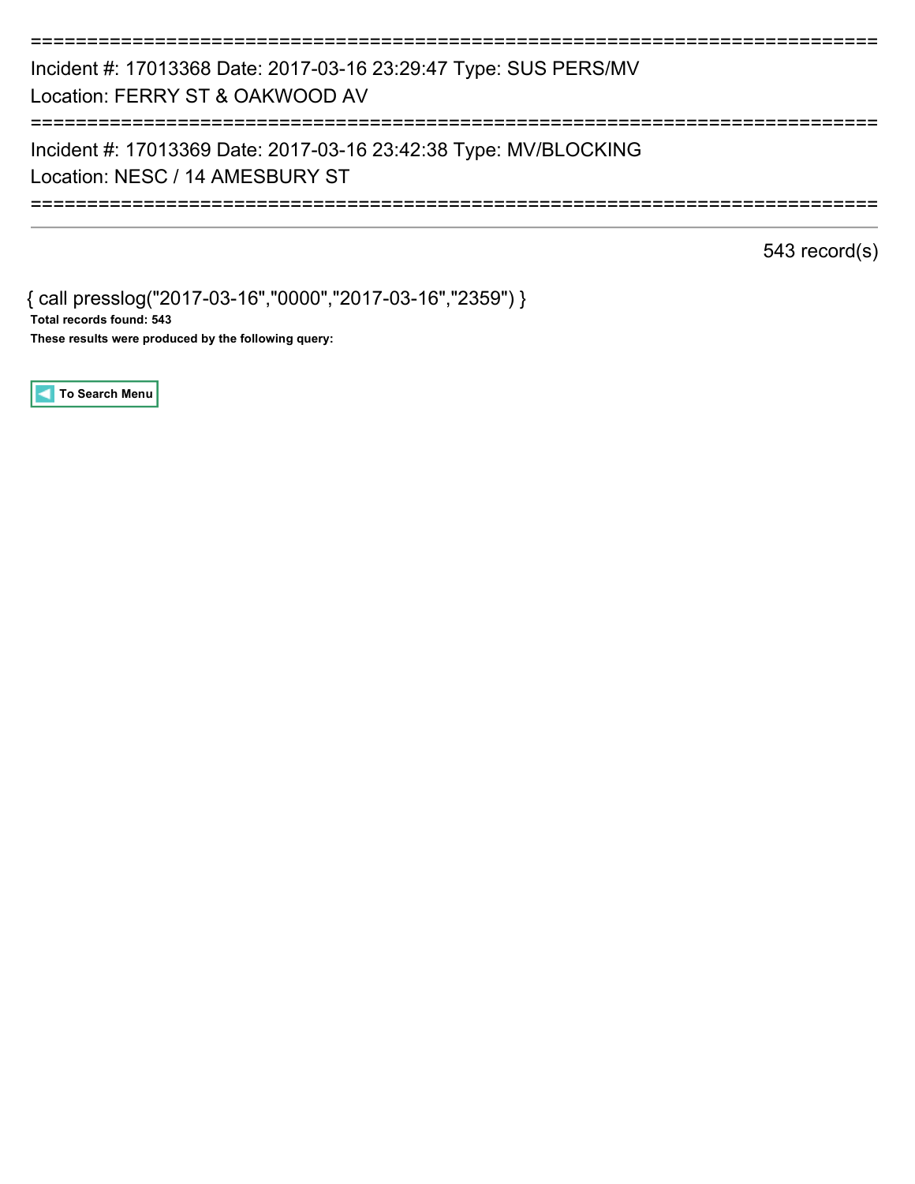===========================================================================

Incident #: 17013368 Date: 2017-03-16 23:29:47 Type: SUS PERS/MV

Location: FERRY ST & OAKWOOD AV

===========================================================================

Incident #: 17013369 Date: 2017-03-16 23:42:38 Type: MV/BLOCKING

Location: NESC / 14 AMESBURY ST

===========================================================================

---

543 record(s)

{ call presslog("2017-03-16","0000","2017-03-16","2359") }

**Total records found: 543**

**These results were produced by the following query:**

**To Search Menu**